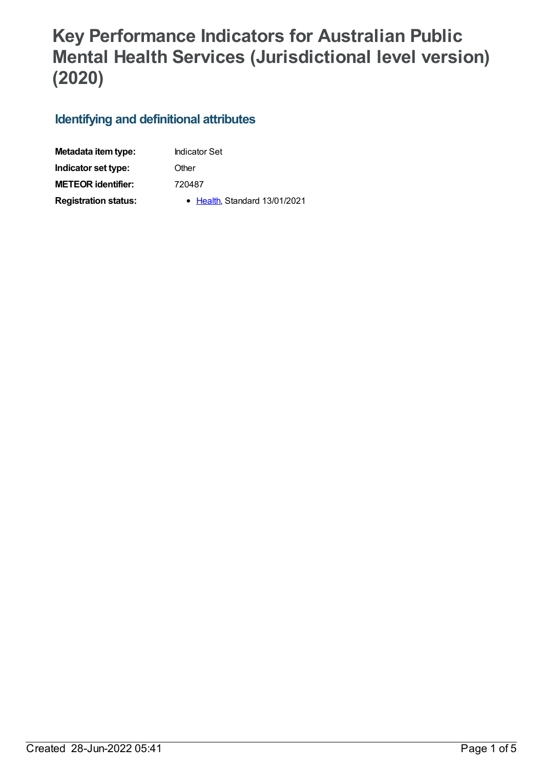# Key Performance Indicators for Australian Public Mental Health Services (Jurisdictional level version) (2020)

## Identifying and definitional attributes

| | |
|---|---|
| **Metadata item type:** | Indicator Set |
| **Indicator set type:** | Other |
| **METEOR identifier:** | 720487 |
| **Registration status:** | • Health, Standard 13/01/2021 |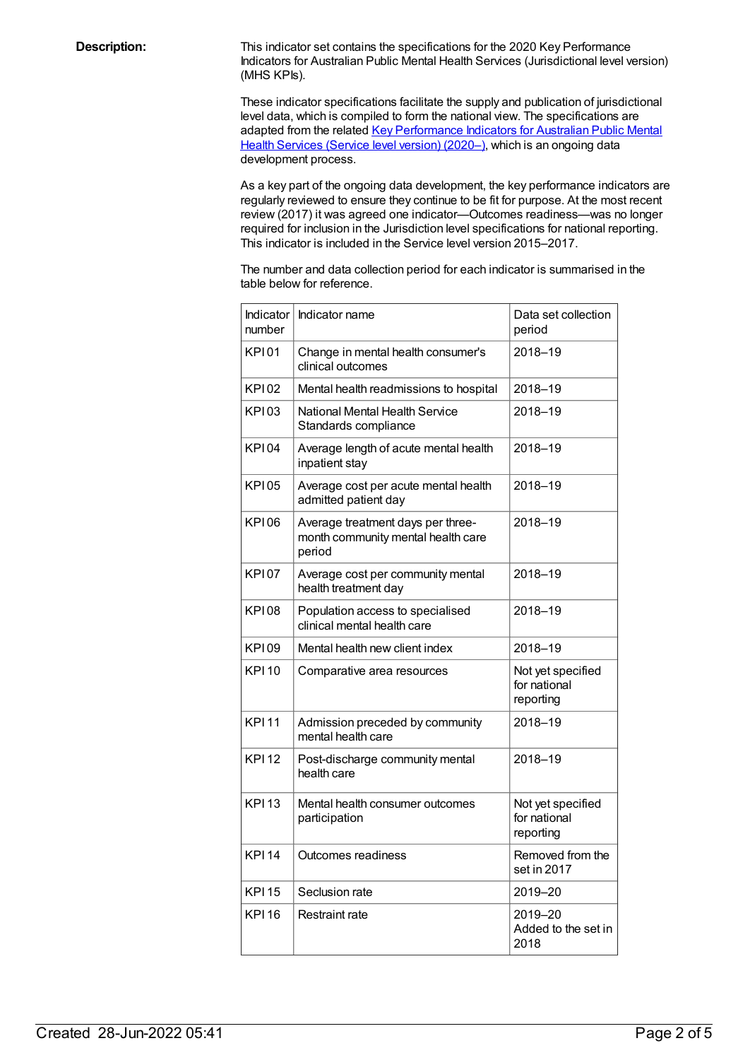**Description:**

This indicator set contains the specifications for the 2020 Key Performance Indicators for Australian Public Mental Health Services (Jurisdictional level version) (MHS KPIs).

These indicator specifications facilitate the supply and publication of jurisdictional level data, which is compiled to form the national view. The specifications are adapted from the related [Key Performance Indicators for Australian Public Mental Health Services (Service level version) (2020–)](), which is an ongoing data development process.

As a key part of the ongoing data development, the key performance indicators are regularly reviewed to ensure they continue to be fit for purpose. At the most recent review (2017) it was agreed one indicator—Outcomes readiness—was no longer required for inclusion in the Jurisdiction level specifications for national reporting. This indicator is included in the Service level version 2015–2017.

The number and data collection period for each indicator is summarised in the table below for reference.

| Indicator number | Indicator name | Data set collection period |
|---|---|---|
| KPI 01 | Change in mental health consumer's clinical outcomes | 2018–19 |
| KPI 02 | Mental health readmissions to hospital | 2018–19 |
| KPI 03 | National Mental Health Service Standards compliance | 2018–19 |
| KPI 04 | Average length of acute mental health inpatient stay | 2018–19 |
| KPI 05 | Average cost per acute mental health admitted patient day | 2018–19 |
| KPI 06 | Average treatment days per three-month community mental health care period | 2018–19 |
| KPI 07 | Average cost per community mental health treatment day | 2018–19 |
| KPI 08 | Population access to specialised clinical mental health care | 2018–19 |
| KPI 09 | Mental health new client index | 2018–19 |
| KPI 10 | Comparative area resources | Not yet specified for national reporting |
| KPI 11 | Admission preceded by community mental health care | 2018–19 |
| KPI 12 | Post-discharge community mental health care | 2018–19 |
| KPI 13 | Mental health consumer outcomes participation | Not yet specified for national reporting |
| KPI 14 | Outcomes readiness | Removed from the set in 2017 |
| KPI 15 | Seclusion rate | 2019–20 |
| KPI 16 | Restraint rate | 2019–20 Added to the set in 2018 |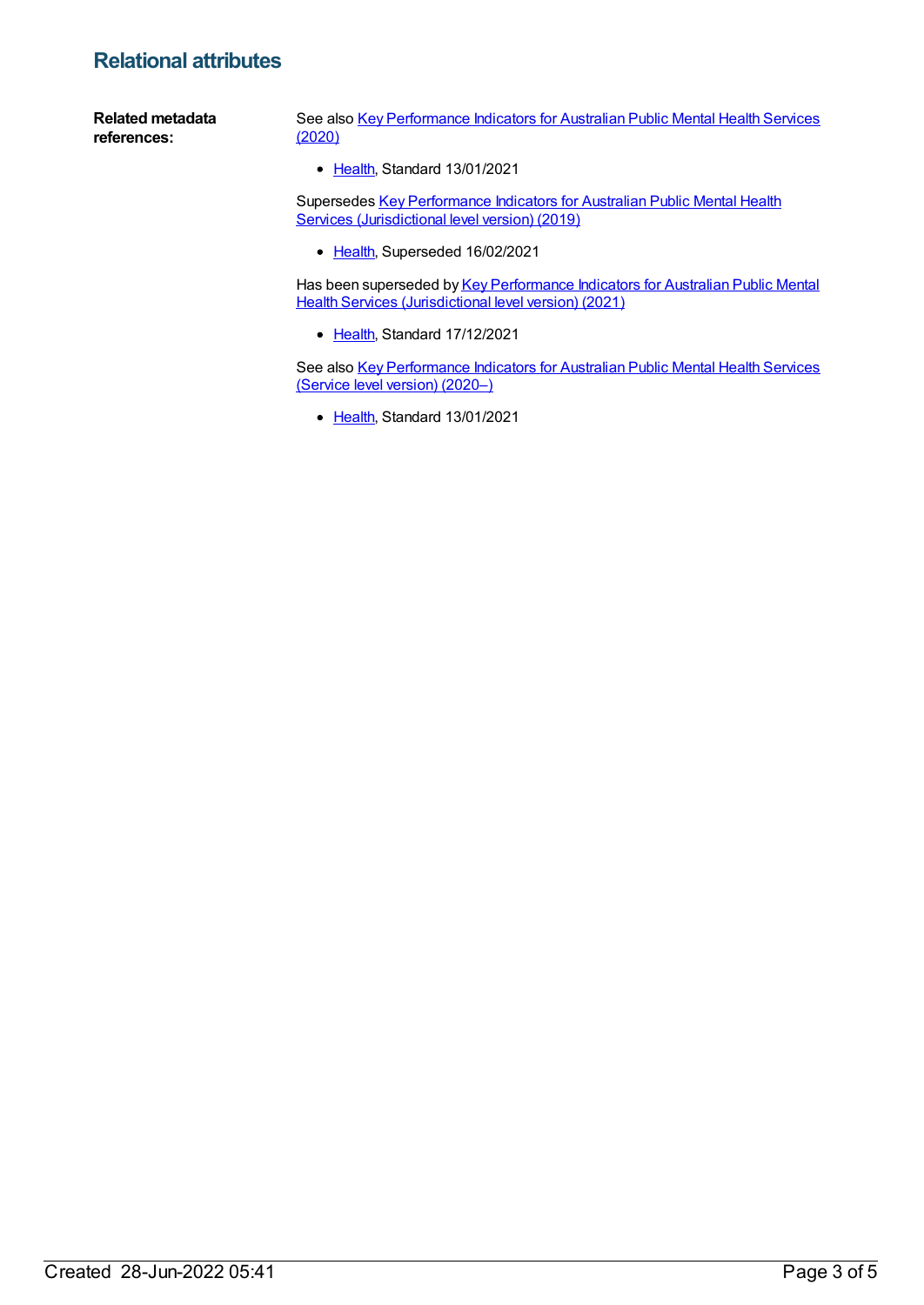## Relational attributes

**Related metadata references:**

See also Key Performance Indicators for Australian Public Mental Health Services (2020)

- Health, Standard 13/01/2021

Supersedes Key Performance Indicators for Australian Public Mental Health Services (Jurisdictional level version) (2019)

- Health, Superseded 16/02/2021

Has been superseded by Key Performance Indicators for Australian Public Mental Health Services (Jurisdictional level version) (2021)

- Health, Standard 17/12/2021

See also Key Performance Indicators for Australian Public Mental Health Services (Service level version) (2020–)

- Health, Standard 13/01/2021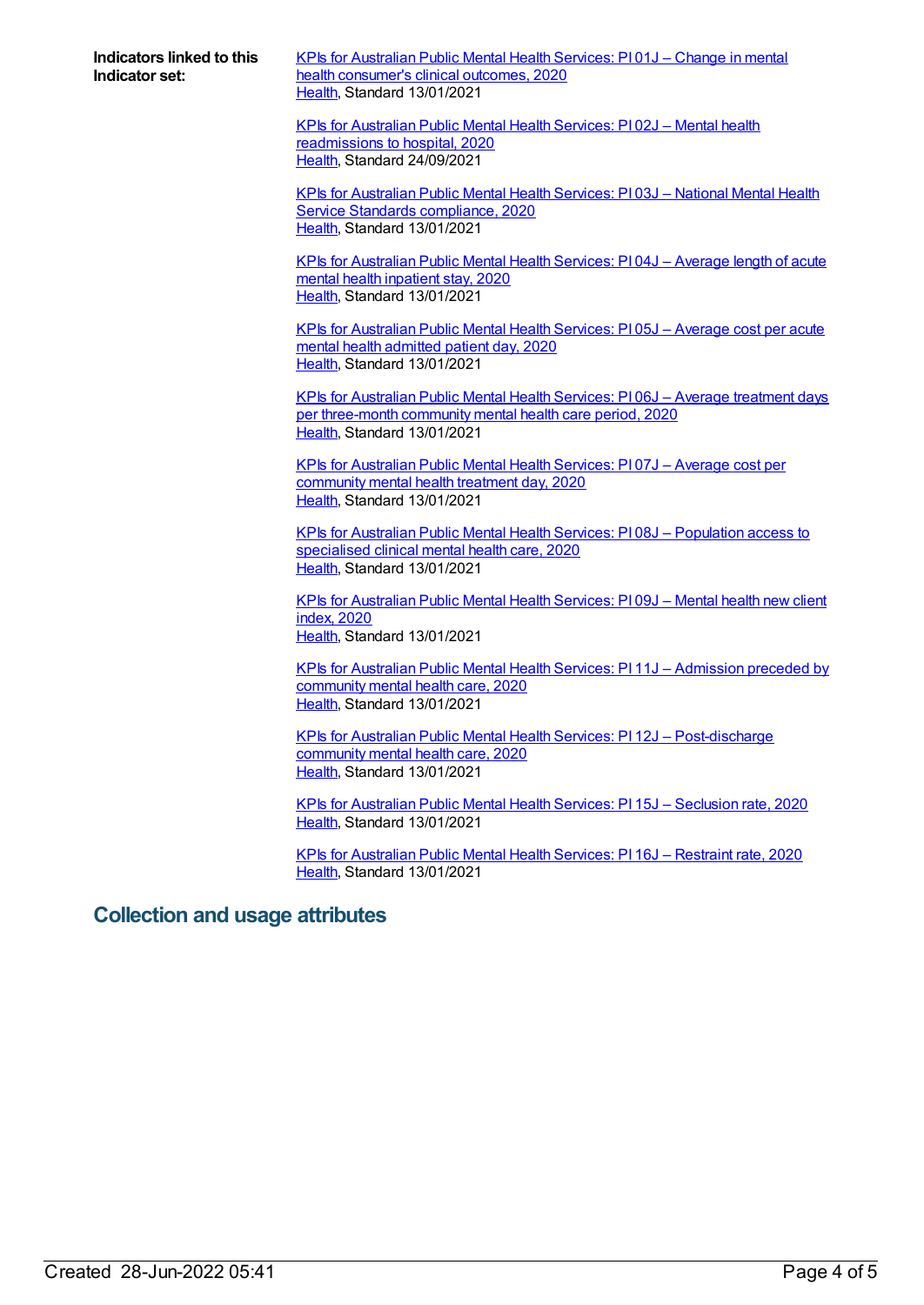**Indicators linked to this Indicator set:**

KPIs for Australian Public Mental Health Services: PI 01J – Change in mental health consumer's clinical outcomes, 2020
Health, Standard 13/01/2021

KPIs for Australian Public Mental Health Services: PI 02J – Mental health readmissions to hospital, 2020
Health, Standard 24/09/2021

KPIs for Australian Public Mental Health Services: PI 03J – National Mental Health Service Standards compliance, 2020
Health, Standard 13/01/2021

KPIs for Australian Public Mental Health Services: PI 04J – Average length of acute mental health inpatient stay, 2020
Health, Standard 13/01/2021

KPIs for Australian Public Mental Health Services: PI 05J – Average cost per acute mental health admitted patient day, 2020
Health, Standard 13/01/2021

KPIs for Australian Public Mental Health Services: PI 06J – Average treatment days per three-month community mental health care period, 2020
Health, Standard 13/01/2021

KPIs for Australian Public Mental Health Services: PI 07J – Average cost per community mental health treatment day, 2020
Health, Standard 13/01/2021

KPIs for Australian Public Mental Health Services: PI 08J – Population access to specialised clinical mental health care, 2020
Health, Standard 13/01/2021

KPIs for Australian Public Mental Health Services: PI 09J – Mental health new client index, 2020
Health, Standard 13/01/2021

KPIs for Australian Public Mental Health Services: PI 11J – Admission preceded by community mental health care, 2020
Health, Standard 13/01/2021

KPIs for Australian Public Mental Health Services: PI 12J – Post-discharge community mental health care, 2020
Health, Standard 13/01/2021

KPIs for Australian Public Mental Health Services: PI 15J – Seclusion rate, 2020
Health, Standard 13/01/2021

KPIs for Australian Public Mental Health Services: PI 16J – Restraint rate, 2020
Health, Standard 13/01/2021

## Collection and usage attributes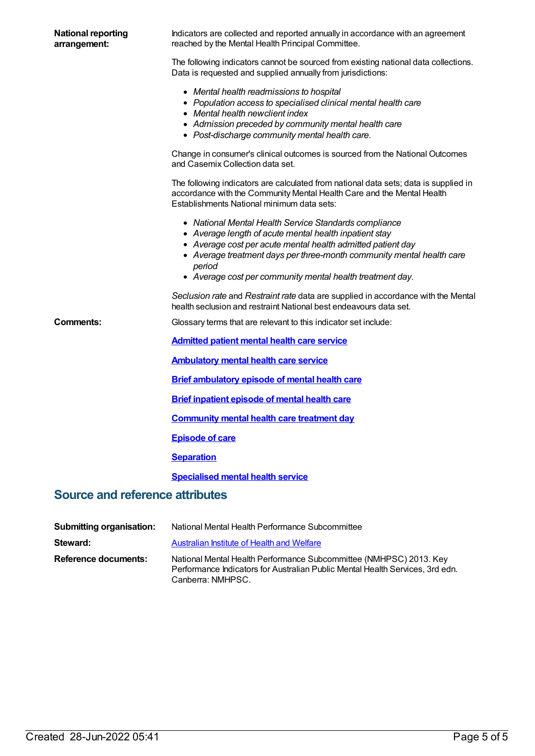**National reporting arrangement:**

Indicators are collected and reported annually in accordance with an agreement reached by the Mental Health Principal Committee.

The following indicators cannot be sourced from existing national data collections. Data is requested and supplied annually from jurisdictions:

- *Mental health readmissions to hospital*
- *Population access to specialised clinical mental health care*
- *Mental health newclient index*
- *Admission preceded by community mental health care*
- *Post-discharge community mental health care.*

Change in consumer's clinical outcomes is sourced from the National Outcomes and Casemix Collection data set.

The following indicators are calculated from national data sets; data is supplied in accordance with the Community Mental Health Care and the Mental Health Establishments National minimum data sets:

- *National Mental Health Service Standards compliance*
- *Average length of acute mental health inpatient stay*
- *Average cost per acute mental health admitted patient day*
- *Average treatment days per three-month community mental health care period*
- *Average cost per community mental health treatment day.*

*Seclusion rate* and *Restraint rate* data are supplied in accordance with the Mental health seclusion and restraint National best endeavours data set.

**Comments:**

Glossary terms that are relevant to this indicator set include:

**Admitted patient mental health care service**

**Ambulatory mental health care service**

**Brief ambulatory episode of mental health care**

**Brief inpatient episode of mental health care**

**Community mental health care treatment day**

**Episode of care**

**Separation**

**Specialised mental health service**

## Source and reference attributes

**Submitting organisation:** National Mental Health Performance Subcommittee

**Steward:** Australian Institute of Health and Welfare

**Reference documents:** National Mental Health Performance Subcommittee (NMHPSC) 2013. Key Performance Indicators for Australian Public Mental Health Services, 3rd edn. Canberra: NMHPSC.